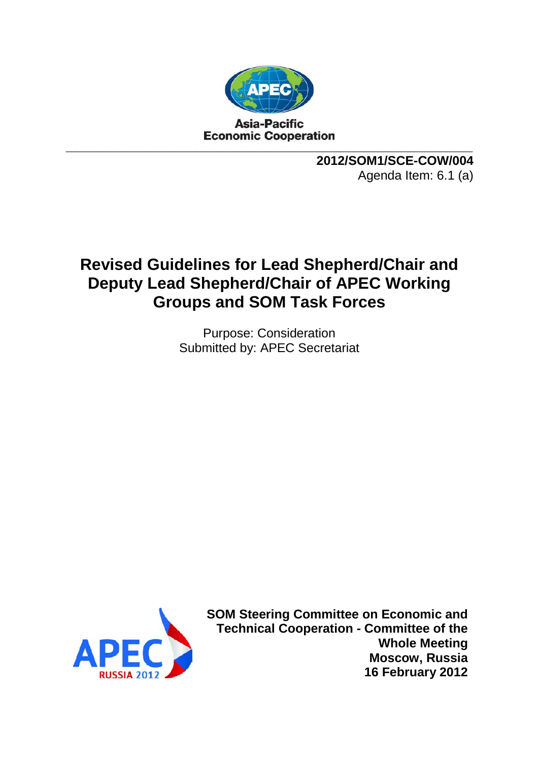Asia-Pacific
Economic Cooperation

**2012/SOM1/SCE-COW/004**
Agenda Item: 6.1 (a)

# Revised Guidelines for Lead Shepherd/Chair and Deputy Lead Shepherd/Chair of APEC Working Groups and SOM Task Forces

Purpose: Consideration
Submitted by: APEC Secretariat

**SOM Steering Committee on Economic and Technical Cooperation - Committee of the Whole Meeting**
**Moscow, Russia**
**16 February 2012**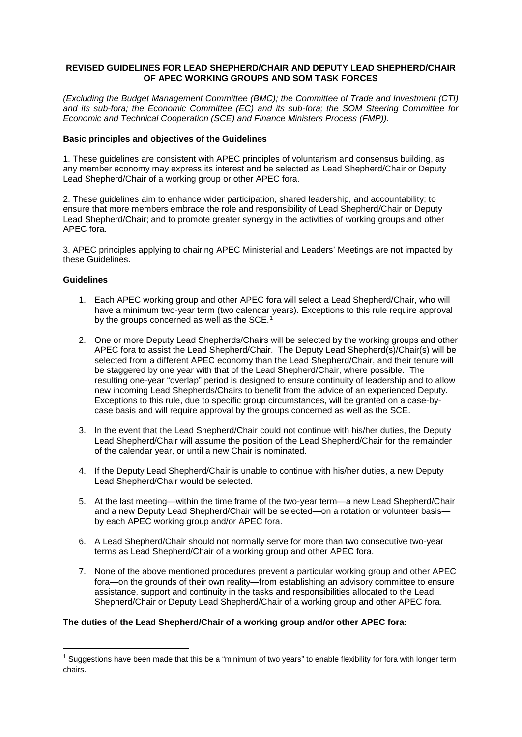**REVISED GUIDELINES FOR LEAD SHEPHERD/CHAIR AND DEPUTY LEAD SHEPHERD/CHAIR OF APEC WORKING GROUPS AND SOM TASK FORCES**

*(Excluding the Budget Management Committee (BMC); the Committee of Trade and Investment (CTI) and its sub-fora; the Economic Committee (EC) and its sub-fora; the SOM Steering Committee for Economic and Technical Cooperation (SCE) and Finance Ministers Process (FMP)).*

**Basic principles and objectives of the Guidelines**

1. These guidelines are consistent with APEC principles of voluntarism and consensus building, as any member economy may express its interest and be selected as Lead Shepherd/Chair or Deputy Lead Shepherd/Chair of a working group or other APEC fora.

2. These guidelines aim to enhance wider participation, shared leadership, and accountability; to ensure that more members embrace the role and responsibility of Lead Shepherd/Chair or Deputy Lead Shepherd/Chair; and to promote greater synergy in the activities of working groups and other APEC fora.

3. APEC principles applying to chairing APEC Ministerial and Leaders' Meetings are not impacted by these Guidelines.

**Guidelines**

1. Each APEC working group and other APEC fora will select a Lead Shepherd/Chair, who will have a minimum two-year term (two calendar years). Exceptions to this rule require approval by the groups concerned as well as the SCE.[1]

2. One or more Deputy Lead Shepherds/Chairs will be selected by the working groups and other APEC fora to assist the Lead Shepherd/Chair. The Deputy Lead Shepherd(s)/Chair(s) will be selected from a different APEC economy than the Lead Shepherd/Chair, and their tenure will be staggered by one year with that of the Lead Shepherd/Chair, where possible. The resulting one-year "overlap" period is designed to ensure continuity of leadership and to allow new incoming Lead Shepherds/Chairs to benefit from the advice of an experienced Deputy. Exceptions to this rule, due to specific group circumstances, will be granted on a case-by-case basis and will require approval by the groups concerned as well as the SCE.

3. In the event that the Lead Shepherd/Chair could not continue with his/her duties, the Deputy Lead Shepherd/Chair will assume the position of the Lead Shepherd/Chair for the remainder of the calendar year, or until a new Chair is nominated.

4. If the Deputy Lead Shepherd/Chair is unable to continue with his/her duties, a new Deputy Lead Shepherd/Chair would be selected.

5. At the last meeting—within the time frame of the two-year term—a new Lead Shepherd/Chair and a new Deputy Lead Shepherd/Chair will be selected—on a rotation or volunteer basis—by each APEC working group and/or APEC fora.

6. A Lead Shepherd/Chair should not normally serve for more than two consecutive two-year terms as Lead Shepherd/Chair of a working group and other APEC fora.

7. None of the above mentioned procedures prevent a particular working group and other APEC fora—on the grounds of their own reality—from establishing an advisory committee to ensure assistance, support and continuity in the tasks and responsibilities allocated to the Lead Shepherd/Chair or Deputy Lead Shepherd/Chair of a working group and other APEC fora.

**The duties of the Lead Shepherd/Chair of a working group and/or other APEC fora:**

[1] Suggestions have been made that this be a "minimum of two years" to enable flexibility for fora with longer term chairs.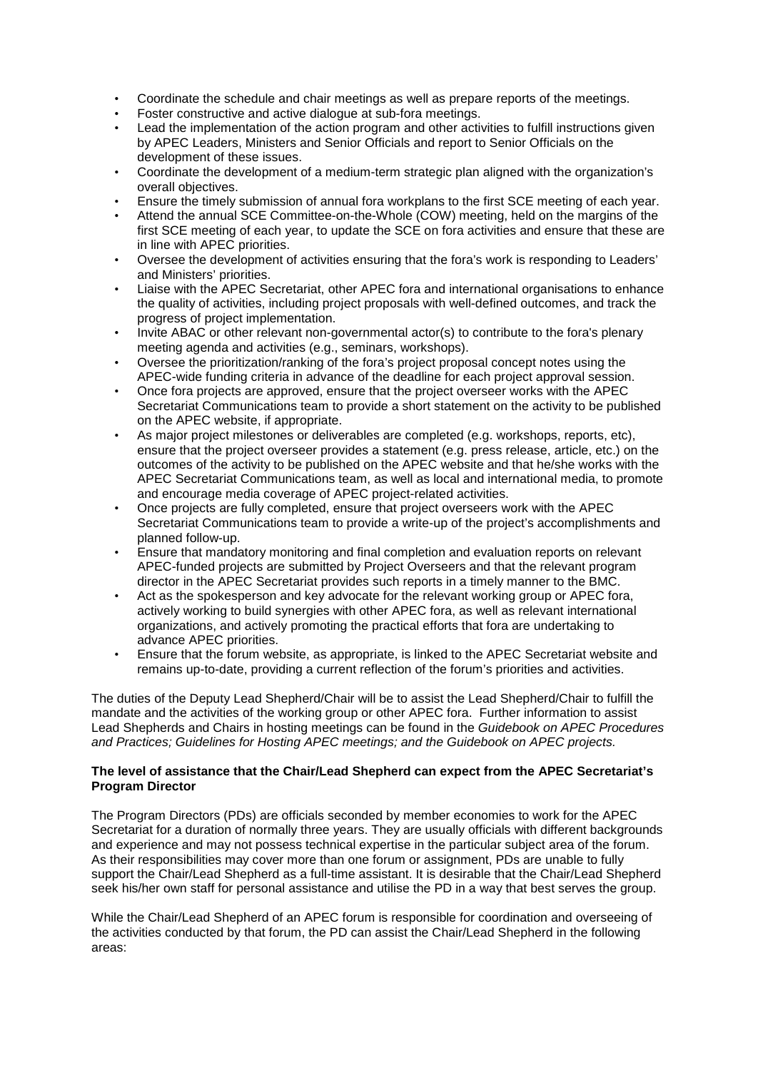- Coordinate the schedule and chair meetings as well as prepare reports of the meetings.
- Foster constructive and active dialogue at sub-fora meetings.
- Lead the implementation of the action program and other activities to fulfill instructions given by APEC Leaders, Ministers and Senior Officials and report to Senior Officials on the development of these issues.
- Coordinate the development of a medium-term strategic plan aligned with the organization's overall objectives.
- Ensure the timely submission of annual fora workplans to the first SCE meeting of each year.
- Attend the annual SCE Committee-on-the-Whole (COW) meeting, held on the margins of the first SCE meeting of each year, to update the SCE on fora activities and ensure that these are in line with APEC priorities.
- Oversee the development of activities ensuring that the fora's work is responding to Leaders' and Ministers' priorities.
- Liaise with the APEC Secretariat, other APEC fora and international organisations to enhance the quality of activities, including project proposals with well-defined outcomes, and track the progress of project implementation.
- Invite ABAC or other relevant non-governmental actor(s) to contribute to the fora's plenary meeting agenda and activities (e.g., seminars, workshops).
- Oversee the prioritization/ranking of the fora's project proposal concept notes using the APEC-wide funding criteria in advance of the deadline for each project approval session.
- Once fora projects are approved, ensure that the project overseer works with the APEC Secretariat Communications team to provide a short statement on the activity to be published on the APEC website, if appropriate.
- As major project milestones or deliverables are completed (e.g. workshops, reports, etc), ensure that the project overseer provides a statement (e.g. press release, article, etc.) on the outcomes of the activity to be published on the APEC website and that he/she works with the APEC Secretariat Communications team, as well as local and international media, to promote and encourage media coverage of APEC project-related activities.
- Once projects are fully completed, ensure that project overseers work with the APEC Secretariat Communications team to provide a write-up of the project's accomplishments and planned follow-up.
- Ensure that mandatory monitoring and final completion and evaluation reports on relevant APEC-funded projects are submitted by Project Overseers and that the relevant program director in the APEC Secretariat provides such reports in a timely manner to the BMC.
- Act as the spokesperson and key advocate for the relevant working group or APEC fora, actively working to build synergies with other APEC fora, as well as relevant international organizations, and actively promoting the practical efforts that fora are undertaking to advance APEC priorities.
- Ensure that the forum website, as appropriate, is linked to the APEC Secretariat website and remains up-to-date, providing a current reflection of the forum's priorities and activities.

The duties of the Deputy Lead Shepherd/Chair will be to assist the Lead Shepherd/Chair to fulfill the mandate and the activities of the working group or other APEC fora. Further information to assist Lead Shepherds and Chairs in hosting meetings can be found in the *Guidebook on APEC Procedures and Practices; Guidelines for Hosting APEC meetings; and the Guidebook on APEC projects.*

**The level of assistance that the Chair/Lead Shepherd can expect from the APEC Secretariat's Program Director**

The Program Directors (PDs) are officials seconded by member economies to work for the APEC Secretariat for a duration of normally three years. They are usually officials with different backgrounds and experience and may not possess technical expertise in the particular subject area of the forum. As their responsibilities may cover more than one forum or assignment, PDs are unable to fully support the Chair/Lead Shepherd as a full-time assistant. It is desirable that the Chair/Lead Shepherd seek his/her own staff for personal assistance and utilise the PD in a way that best serves the group.

While the Chair/Lead Shepherd of an APEC forum is responsible for coordination and overseeing of the activities conducted by that forum, the PD can assist the Chair/Lead Shepherd in the following areas: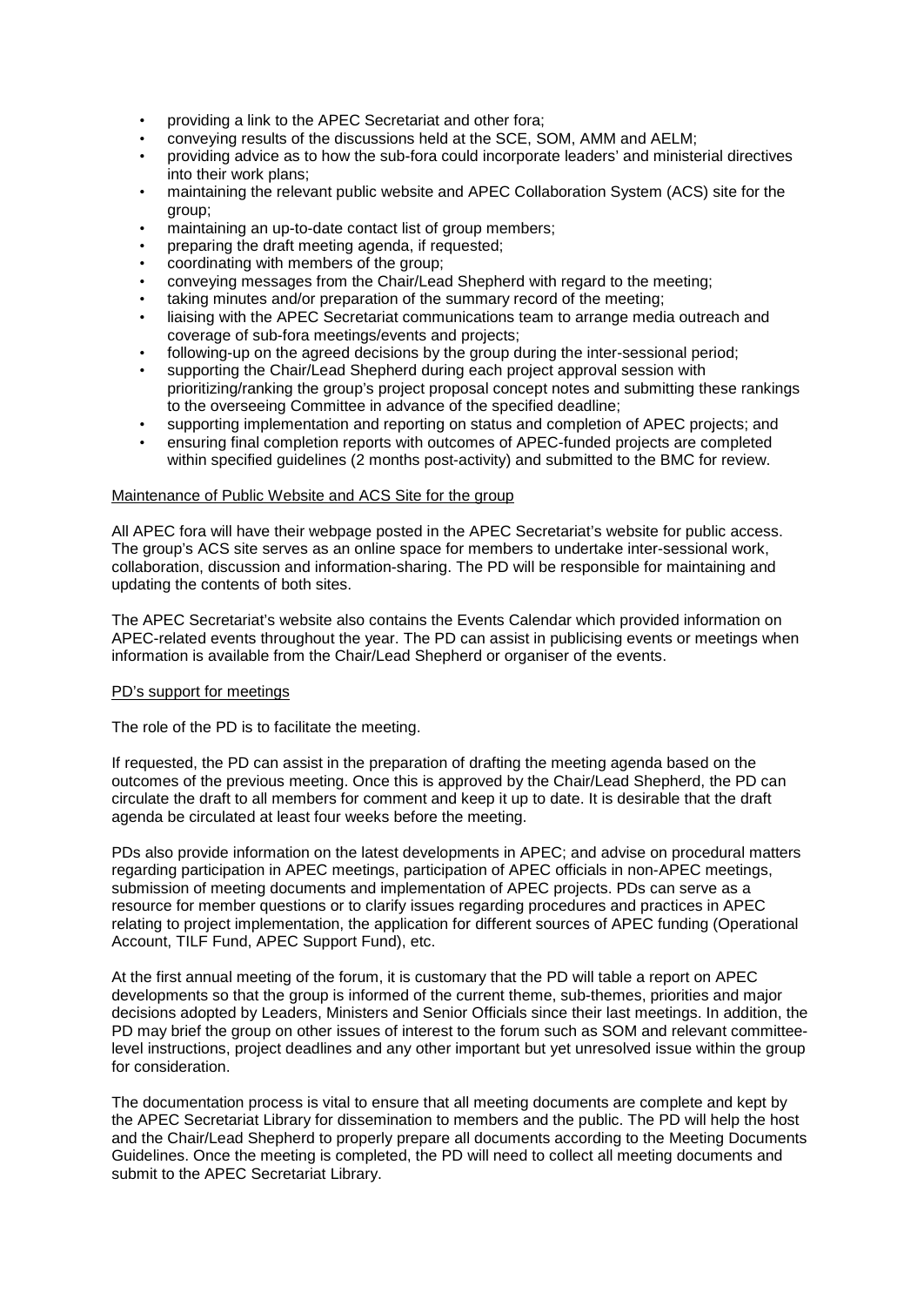- providing a link to the APEC Secretariat and other fora;
- conveying results of the discussions held at the SCE, SOM, AMM and AELM;
- providing advice as to how the sub-fora could incorporate leaders' and ministerial directives into their work plans;
- maintaining the relevant public website and APEC Collaboration System (ACS) site for the group;
- maintaining an up-to-date contact list of group members;
- preparing the draft meeting agenda, if requested;
- coordinating with members of the group;
- conveying messages from the Chair/Lead Shepherd with regard to the meeting;
- taking minutes and/or preparation of the summary record of the meeting;
- liaising with the APEC Secretariat communications team to arrange media outreach and coverage of sub-fora meetings/events and projects;
- following-up on the agreed decisions by the group during the inter-sessional period;
- supporting the Chair/Lead Shepherd during each project approval session with prioritizing/ranking the group's project proposal concept notes and submitting these rankings to the overseeing Committee in advance of the specified deadline;
- supporting implementation and reporting on status and completion of APEC projects; and
- ensuring final completion reports with outcomes of APEC-funded projects are completed within specified guidelines (2 months post-activity) and submitted to the BMC for review.

Maintenance of Public Website and ACS Site for the group

All APEC fora will have their webpage posted in the APEC Secretariat's website for public access. The group's ACS site serves as an online space for members to undertake inter-sessional work, collaboration, discussion and information-sharing. The PD will be responsible for maintaining and updating the contents of both sites.

The APEC Secretariat's website also contains the Events Calendar which provided information on APEC-related events throughout the year. The PD can assist in publicising events or meetings when information is available from the Chair/Lead Shepherd or organiser of the events.

PD's support for meetings

The role of the PD is to facilitate the meeting.

If requested, the PD can assist in the preparation of drafting the meeting agenda based on the outcomes of the previous meeting. Once this is approved by the Chair/Lead Shepherd, the PD can circulate the draft to all members for comment and keep it up to date. It is desirable that the draft agenda be circulated at least four weeks before the meeting.

PDs also provide information on the latest developments in APEC; and advise on procedural matters regarding participation in APEC meetings, participation of APEC officials in non-APEC meetings, submission of meeting documents and implementation of APEC projects. PDs can serve as a resource for member questions or to clarify issues regarding procedures and practices in APEC relating to project implementation, the application for different sources of APEC funding (Operational Account, TILF Fund, APEC Support Fund), etc.

At the first annual meeting of the forum, it is customary that the PD will table a report on APEC developments so that the group is informed of the current theme, sub-themes, priorities and major decisions adopted by Leaders, Ministers and Senior Officials since their last meetings. In addition, the PD may brief the group on other issues of interest to the forum such as SOM and relevant committee-level instructions, project deadlines and any other important but yet unresolved issue within the group for consideration.

The documentation process is vital to ensure that all meeting documents are complete and kept by the APEC Secretariat Library for dissemination to members and the public. The PD will help the host and the Chair/Lead Shepherd to properly prepare all documents according to the Meeting Documents Guidelines. Once the meeting is completed, the PD will need to collect all meeting documents and submit to the APEC Secretariat Library.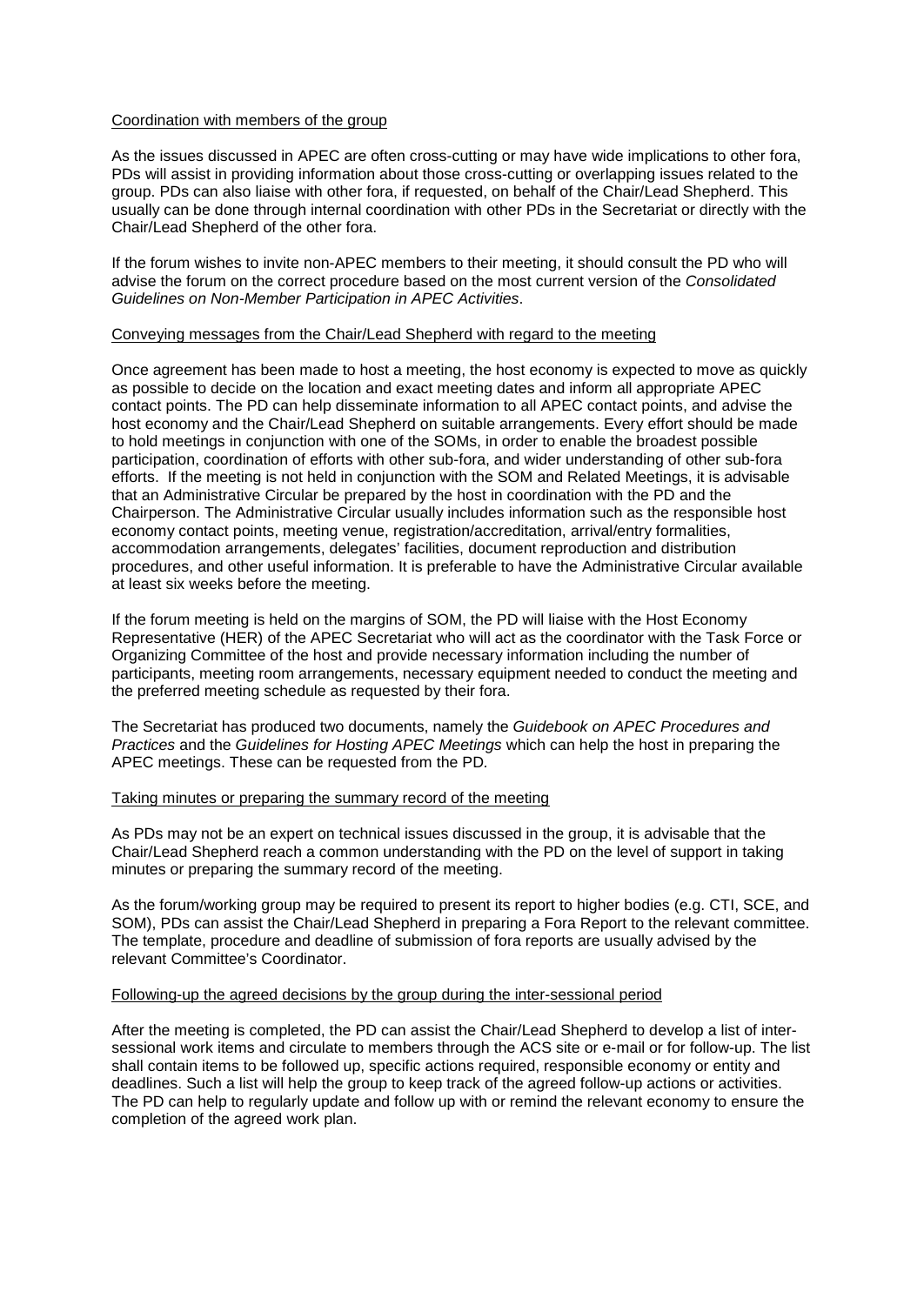<u>Coordination with members of the group</u>

As the issues discussed in APEC are often cross-cutting or may have wide implications to other fora, PDs will assist in providing information about those cross-cutting or overlapping issues related to the group. PDs can also liaise with other fora, if requested, on behalf of the Chair/Lead Shepherd. This usually can be done through internal coordination with other PDs in the Secretariat or directly with the Chair/Lead Shepherd of the other fora.

If the forum wishes to invite non-APEC members to their meeting, it should consult the PD who will advise the forum on the correct procedure based on the most current version of the *Consolidated Guidelines on Non-Member Participation in APEC Activities*.

<u>Conveying messages from the Chair/Lead Shepherd with regard to the meeting</u>

Once agreement has been made to host a meeting, the host economy is expected to move as quickly as possible to decide on the location and exact meeting dates and inform all appropriate APEC contact points. The PD can help disseminate information to all APEC contact points, and advise the host economy and the Chair/Lead Shepherd on suitable arrangements. Every effort should be made to hold meetings in conjunction with one of the SOMs, in order to enable the broadest possible participation, coordination of efforts with other sub-fora, and wider understanding of other sub-fora efforts. If the meeting is not held in conjunction with the SOM and Related Meetings, it is advisable that an Administrative Circular be prepared by the host in coordination with the PD and the Chairperson. The Administrative Circular usually includes information such as the responsible host economy contact points, meeting venue, registration/accreditation, arrival/entry formalities, accommodation arrangements, delegates' facilities, document reproduction and distribution procedures, and other useful information. It is preferable to have the Administrative Circular available at least six weeks before the meeting.

If the forum meeting is held on the margins of SOM, the PD will liaise with the Host Economy Representative (HER) of the APEC Secretariat who will act as the coordinator with the Task Force or Organizing Committee of the host and provide necessary information including the number of participants, meeting room arrangements, necessary equipment needed to conduct the meeting and the preferred meeting schedule as requested by their fora.

The Secretariat has produced two documents, namely the *Guidebook on APEC Procedures and Practices* and the *Guidelines for Hosting APEC Meetings* which can help the host in preparing the APEC meetings. These can be requested from the PD.

<u>Taking minutes or preparing the summary record of the meeting</u>

As PDs may not be an expert on technical issues discussed in the group, it is advisable that the Chair/Lead Shepherd reach a common understanding with the PD on the level of support in taking minutes or preparing the summary record of the meeting.

As the forum/working group may be required to present its report to higher bodies (e.g. CTI, SCE, and SOM), PDs can assist the Chair/Lead Shepherd in preparing a Fora Report to the relevant committee. The template, procedure and deadline of submission of fora reports are usually advised by the relevant Committee's Coordinator.

<u>Following-up the agreed decisions by the group during the inter-sessional period</u>

After the meeting is completed, the PD can assist the Chair/Lead Shepherd to develop a list of inter-sessional work items and circulate to members through the ACS site or e-mail or for follow-up. The list shall contain items to be followed up, specific actions required, responsible economy or entity and deadlines. Such a list will help the group to keep track of the agreed follow-up actions or activities. The PD can help to regularly update and follow up with or remind the relevant economy to ensure the completion of the agreed work plan.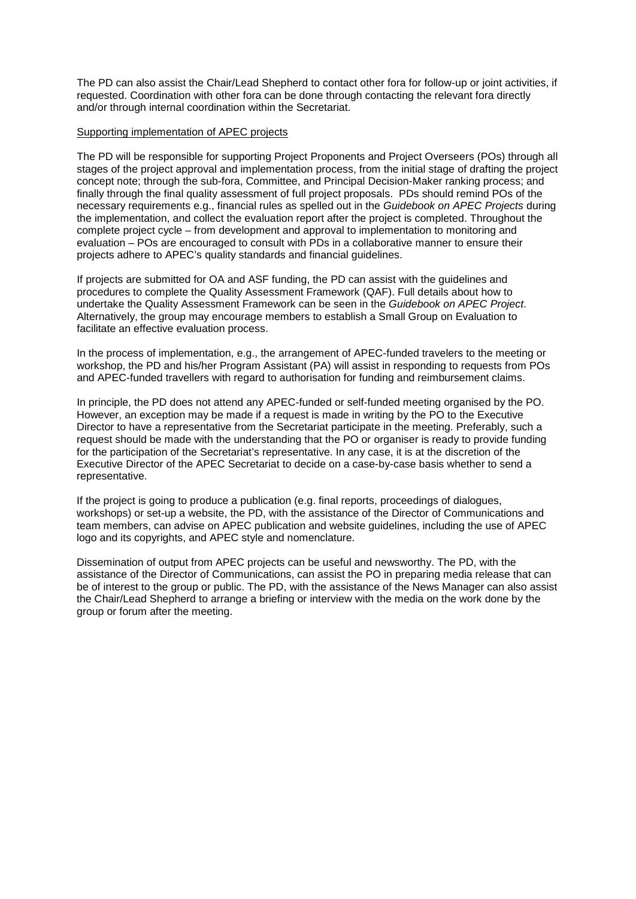The PD can also assist the Chair/Lead Shepherd to contact other fora for follow-up or joint activities, if requested. Coordination with other fora can be done through contacting the relevant fora directly and/or through internal coordination within the Secretariat.

Supporting implementation of APEC projects

The PD will be responsible for supporting Project Proponents and Project Overseers (POs) through all stages of the project approval and implementation process, from the initial stage of drafting the project concept note; through the sub-fora, Committee, and Principal Decision-Maker ranking process; and finally through the final quality assessment of full project proposals. PDs should remind POs of the necessary requirements e.g., financial rules as spelled out in the *Guidebook on APEC Projects* during the implementation, and collect the evaluation report after the project is completed. Throughout the complete project cycle – from development and approval to implementation to monitoring and evaluation – POs are encouraged to consult with PDs in a collaborative manner to ensure their projects adhere to APEC's quality standards and financial guidelines.

If projects are submitted for OA and ASF funding, the PD can assist with the guidelines and procedures to complete the Quality Assessment Framework (QAF). Full details about how to undertake the Quality Assessment Framework can be seen in the *Guidebook on APEC Project*. Alternatively, the group may encourage members to establish a Small Group on Evaluation to facilitate an effective evaluation process.

In the process of implementation, e.g., the arrangement of APEC-funded travelers to the meeting or workshop, the PD and his/her Program Assistant (PA) will assist in responding to requests from POs and APEC-funded travellers with regard to authorisation for funding and reimbursement claims.

In principle, the PD does not attend any APEC-funded or self-funded meeting organised by the PO. However, an exception may be made if a request is made in writing by the PO to the Executive Director to have a representative from the Secretariat participate in the meeting. Preferably, such a request should be made with the understanding that the PO or organiser is ready to provide funding for the participation of the Secretariat's representative. In any case, it is at the discretion of the Executive Director of the APEC Secretariat to decide on a case-by-case basis whether to send a representative.

If the project is going to produce a publication (e.g. final reports, proceedings of dialogues, workshops) or set-up a website, the PD, with the assistance of the Director of Communications and team members, can advise on APEC publication and website guidelines, including the use of APEC logo and its copyrights, and APEC style and nomenclature.

Dissemination of output from APEC projects can be useful and newsworthy. The PD, with the assistance of the Director of Communications, can assist the PO in preparing media release that can be of interest to the group or public. The PD, with the assistance of the News Manager can also assist the Chair/Lead Shepherd to arrange a briefing or interview with the media on the work done by the group or forum after the meeting.